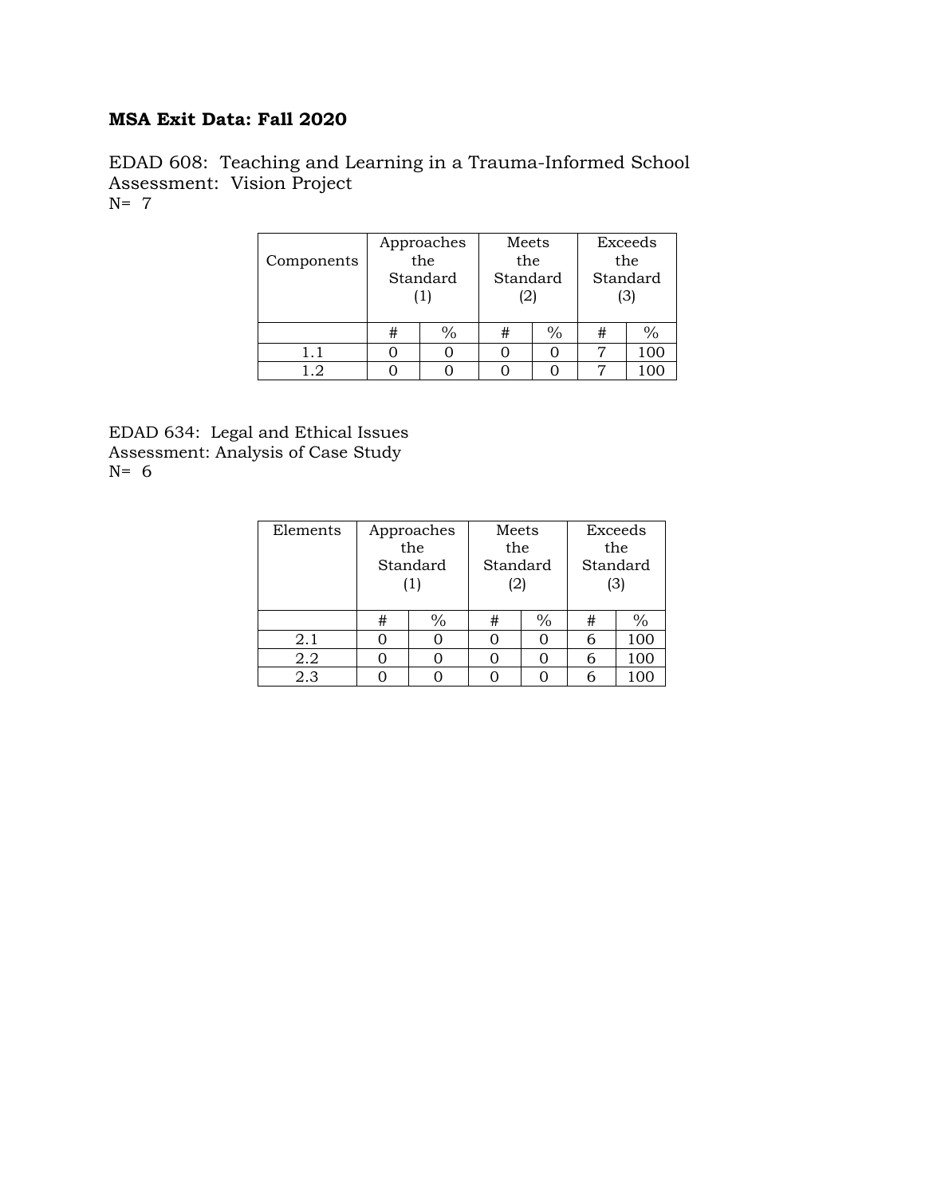**MSA Exit Data: Fall 2020**

EDAD 608: Teaching and Learning in a Trauma-Informed School
Assessment: Vision Project
N= 7

| Components | Approaches the Standard (1) | | Meets the Standard (2) | | Exceeds the Standard (3) | |
|---|---|---|---|---|---|---|
| | # | % | # | % | # | % |
| 1.1 | 0 | 0 | 0 | 0 | 7 | 100 |
| 1.2 | 0 | 0 | 0 | 0 | 7 | 100 |

EDAD 634: Legal and Ethical Issues
Assessment: Analysis of Case Study
N= 6

| Elements | Approaches the Standard (1) | | Meets the Standard (2) | | Exceeds the Standard (3) | |
|---|---|---|---|---|---|---|
| | # | % | # | % | # | % |
| 2.1 | 0 | 0 | 0 | 0 | 6 | 100 |
| 2.2 | 0 | 0 | 0 | 0 | 6 | 100 |
| 2.3 | 0 | 0 | 0 | 0 | 6 | 100 |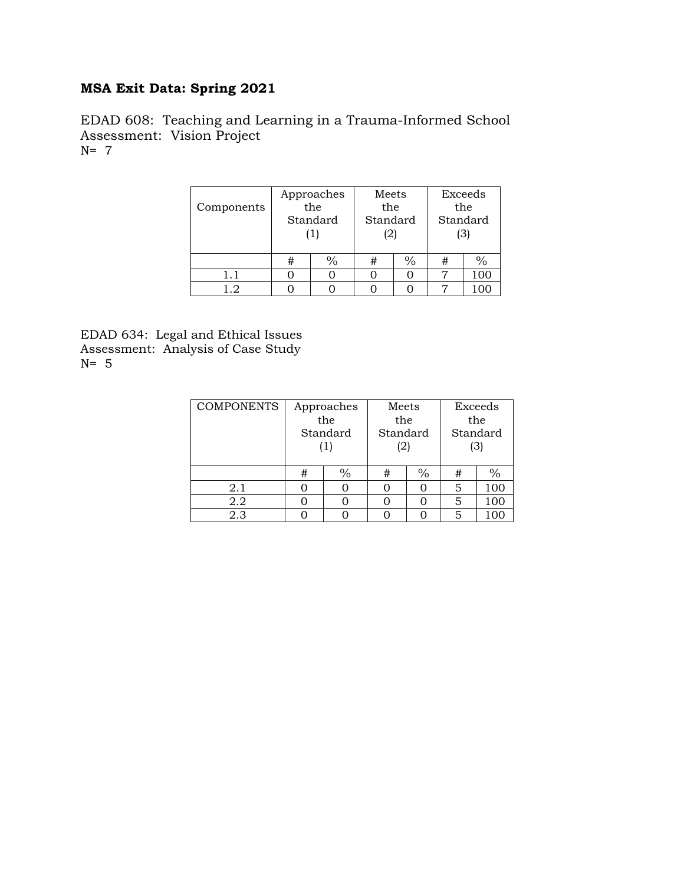**MSA Exit Data: Spring 2021**

EDAD 608: Teaching and Learning in a Trauma-Informed School
Assessment: Vision Project
N= 7

| Components | Approaches the Standard (1) | | Meets the Standard (2) | | Exceeds the Standard (3) | |
|---|---|---|---|---|---|---|
| | # | % | # | % | # | % |
| 1.1 | 0 | 0 | 0 | 0 | 7 | 100 |
| 1.2 | 0 | 0 | 0 | 0 | 7 | 100 |

EDAD 634: Legal and Ethical Issues
Assessment: Analysis of Case Study
N= 5

| COMPONENTS | Approaches the Standard (1) | | Meets the Standard (2) | | Exceeds the Standard (3) | |
|---|---|---|---|---|---|---|
| | # | % | # | % | # | % |
| 2.1 | 0 | 0 | 0 | 0 | 5 | 100 |
| 2.2 | 0 | 0 | 0 | 0 | 5 | 100 |
| 2.3 | 0 | 0 | 0 | 0 | 5 | 100 |